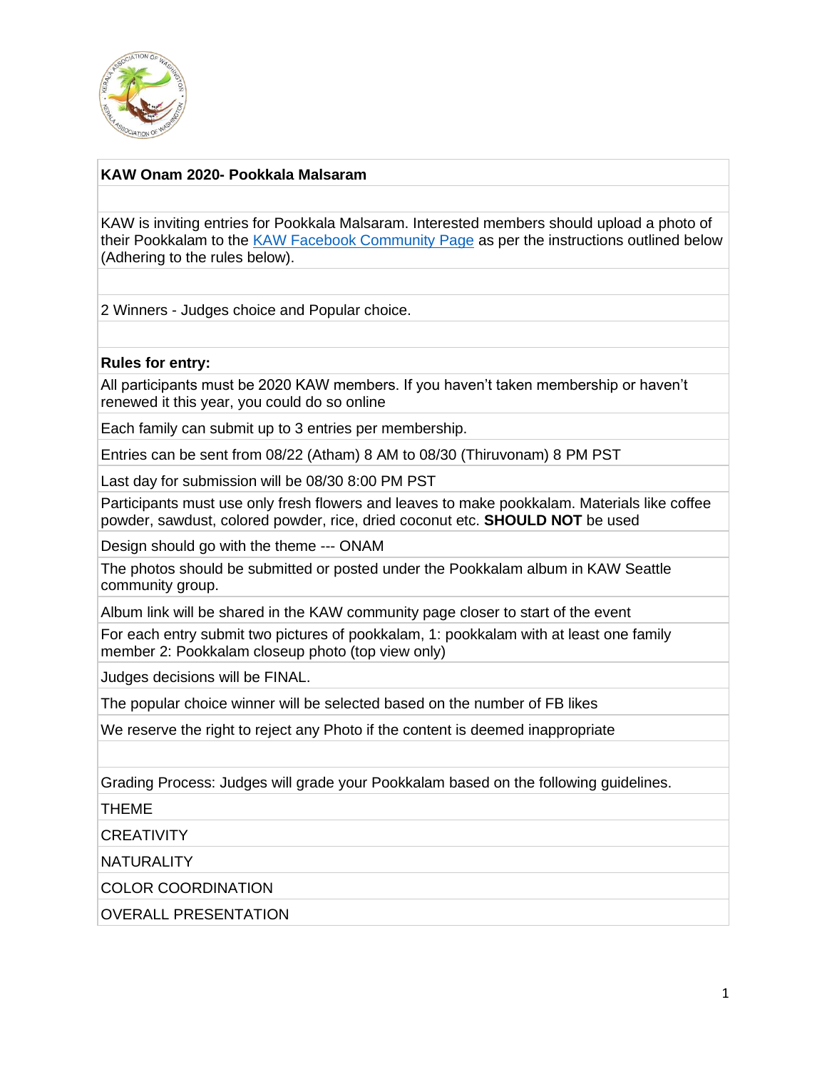## KAW Onam 2020- Pookkala Malsaram

KAW is inviting entries for Pookkala Malsaram. Interested members should upload a photo of their Pookkalam to the [KAW Facebook Community Page] as per the instructions outlined below (Adhering to the rules below).

2 Winners - Judges choice and Popular choice.

**Rules for entry:**

All participants must be 2020 KAW members. If you haven't taken membership or haven't renewed it this year, you could do so online

Each family can submit up to 3 entries per membership.

Entries can be sent from 08/22 (Atham) 8 AM to 08/30 (Thiruvonam) 8 PM PST

Last day for submission will be 08/30 8:00 PM PST

Participants must use only fresh flowers and leaves to make pookkalam. Materials like coffee powder, sawdust, colored powder, rice, dried coconut etc. **SHOULD NOT** be used

Design should go with the theme --- ONAM

The photos should be submitted or posted under the Pookkalam album in KAW Seattle community group.

Album link will be shared in the KAW community page closer to start of the event

For each entry submit two pictures of pookkalam, 1: pookkalam with at least one family member 2: Pookkalam closeup photo (top view only)

Judges decisions will be FINAL.

The popular choice winner will be selected based on the number of FB likes

We reserve the right to reject any Photo if the content is deemed inappropriate

Grading Process: Judges will grade your Pookkalam based on the following guidelines.

THEME

CREATIVITY

NATURALITY

COLOR COORDINATION

OVERALL PRESENTATION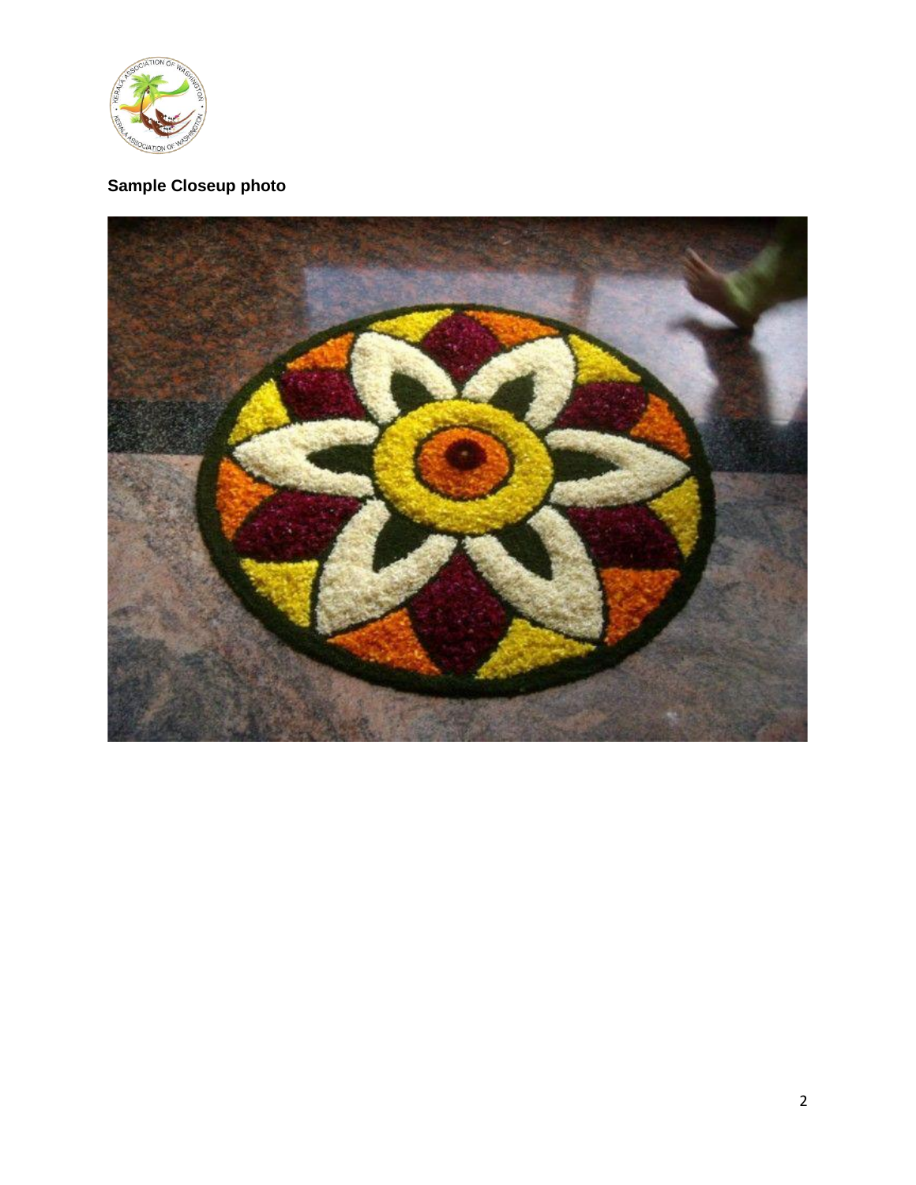**Sample Closeup photo**